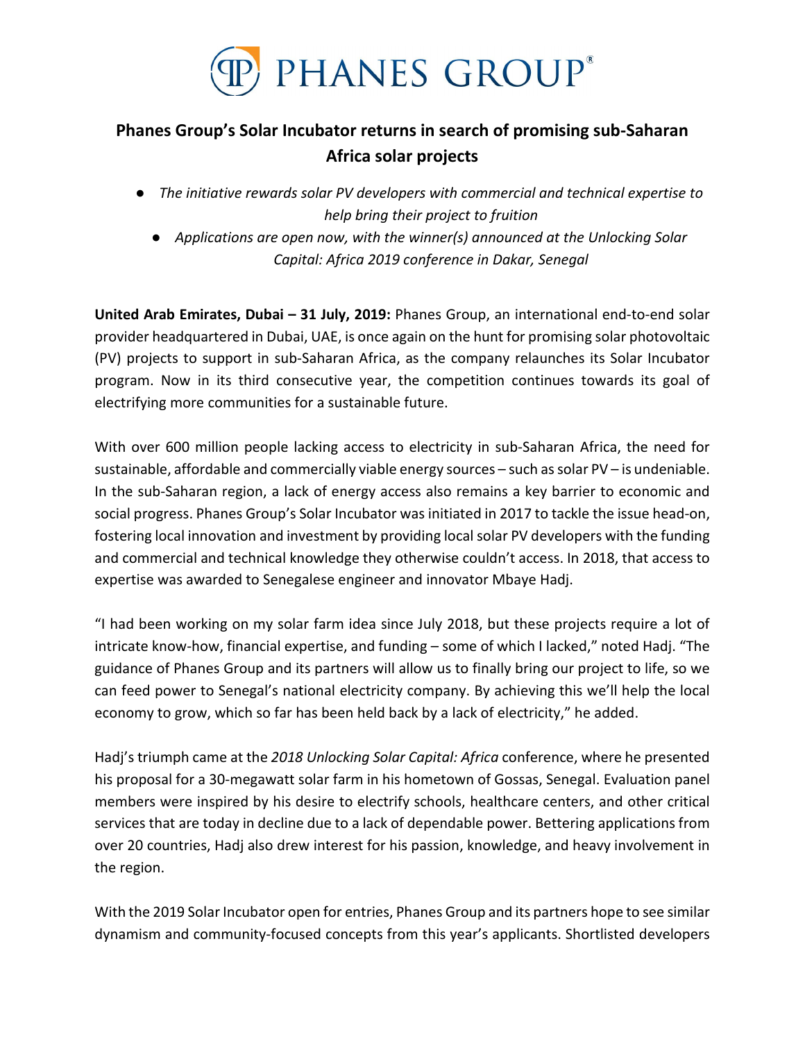# Phanes Group's Solar Incubator returns in search of promising sub-Saharan Africa solar projects

- *The initiative rewards solar PV developers with commercial and technical expertise to help bring their project to fruition*
- *Applications are open now, with the winner(s) announced at the Unlocking Solar Capital: Africa 2019 conference in Dakar, Senegal*

**United Arab Emirates, Dubai – 31 July, 2019:** Phanes Group, an international end-to-end solar provider headquartered in Dubai, UAE, is once again on the hunt for promising solar photovoltaic (PV) projects to support in sub-Saharan Africa, as the company relaunches its Solar Incubator program. Now in its third consecutive year, the competition continues towards its goal of electrifying more communities for a sustainable future.

With over 600 million people lacking access to electricity in sub-Saharan Africa, the need for sustainable, affordable and commercially viable energy sources – such as solar PV – is undeniable. In the sub-Saharan region, a lack of energy access also remains a key barrier to economic and social progress. Phanes Group's Solar Incubator was initiated in 2017 to tackle the issue head-on, fostering local innovation and investment by providing local solar PV developers with the funding and commercial and technical knowledge they otherwise couldn't access. In 2018, that access to expertise was awarded to Senegalese engineer and innovator Mbaye Hadj.

"I had been working on my solar farm idea since July 2018, but these projects require a lot of intricate know-how, financial expertise, and funding – some of which I lacked," noted Hadj. "The guidance of Phanes Group and its partners will allow us to finally bring our project to life, so we can feed power to Senegal's national electricity company. By achieving this we'll help the local economy to grow, which so far has been held back by a lack of electricity," he added.

Hadj's triumph came at the *2018 Unlocking Solar Capital: Africa* conference, where he presented his proposal for a 30-megawatt solar farm in his hometown of Gossas, Senegal. Evaluation panel members were inspired by his desire to electrify schools, healthcare centers, and other critical services that are today in decline due to a lack of dependable power. Bettering applications from over 20 countries, Hadj also drew interest for his passion, knowledge, and heavy involvement in the region.

With the 2019 Solar Incubator open for entries, Phanes Group and its partners hope to see similar dynamism and community-focused concepts from this year's applicants. Shortlisted developers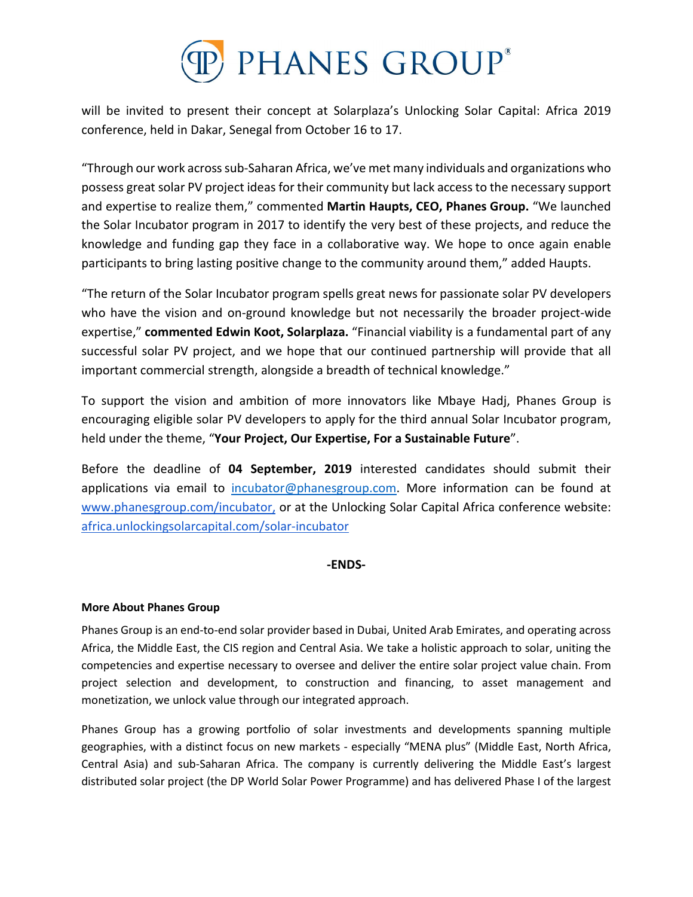will be invited to present their concept at Solarplaza's Unlocking Solar Capital: Africa 2019 conference, held in Dakar, Senegal from October 16 to 17.

"Through our work across sub-Saharan Africa, we've met many individuals and organizations who possess great solar PV project ideas for their community but lack access to the necessary support and expertise to realize them," commented **Martin Haupts, CEO, Phanes Group.** "We launched the Solar Incubator program in 2017 to identify the very best of these projects, and reduce the knowledge and funding gap they face in a collaborative way. We hope to once again enable participants to bring lasting positive change to the community around them," added Haupts.

"The return of the Solar Incubator program spells great news for passionate solar PV developers who have the vision and on-ground knowledge but not necessarily the broader project-wide expertise," **commented Edwin Koot, Solarplaza.** "Financial viability is a fundamental part of any successful solar PV project, and we hope that our continued partnership will provide that all important commercial strength, alongside a breadth of technical knowledge."

To support the vision and ambition of more innovators like Mbaye Hadj, Phanes Group is encouraging eligible solar PV developers to apply for the third annual Solar Incubator program, held under the theme, "**Your Project, Our Expertise, For a Sustainable Future**".

Before the deadline of **04 September, 2019** interested candidates should submit their applications via email to incubator@phanesgroup.com. More information can be found at www.phanesgroup.com/incubator, or at the Unlocking Solar Capital Africa conference website: africa.unlockingsolarcapital.com/solar-incubator

**-ENDS-**

**More About Phanes Group**

Phanes Group is an end-to-end solar provider based in Dubai, United Arab Emirates, and operating across Africa, the Middle East, the CIS region and Central Asia. We take a holistic approach to solar, uniting the competencies and expertise necessary to oversee and deliver the entire solar project value chain. From project selection and development, to construction and financing, to asset management and monetization, we unlock value through our integrated approach.

Phanes Group has a growing portfolio of solar investments and developments spanning multiple geographies, with a distinct focus on new markets - especially "MENA plus" (Middle East, North Africa, Central Asia) and sub-Saharan Africa. The company is currently delivering the Middle East's largest distributed solar project (the DP World Solar Power Programme) and has delivered Phase I of the largest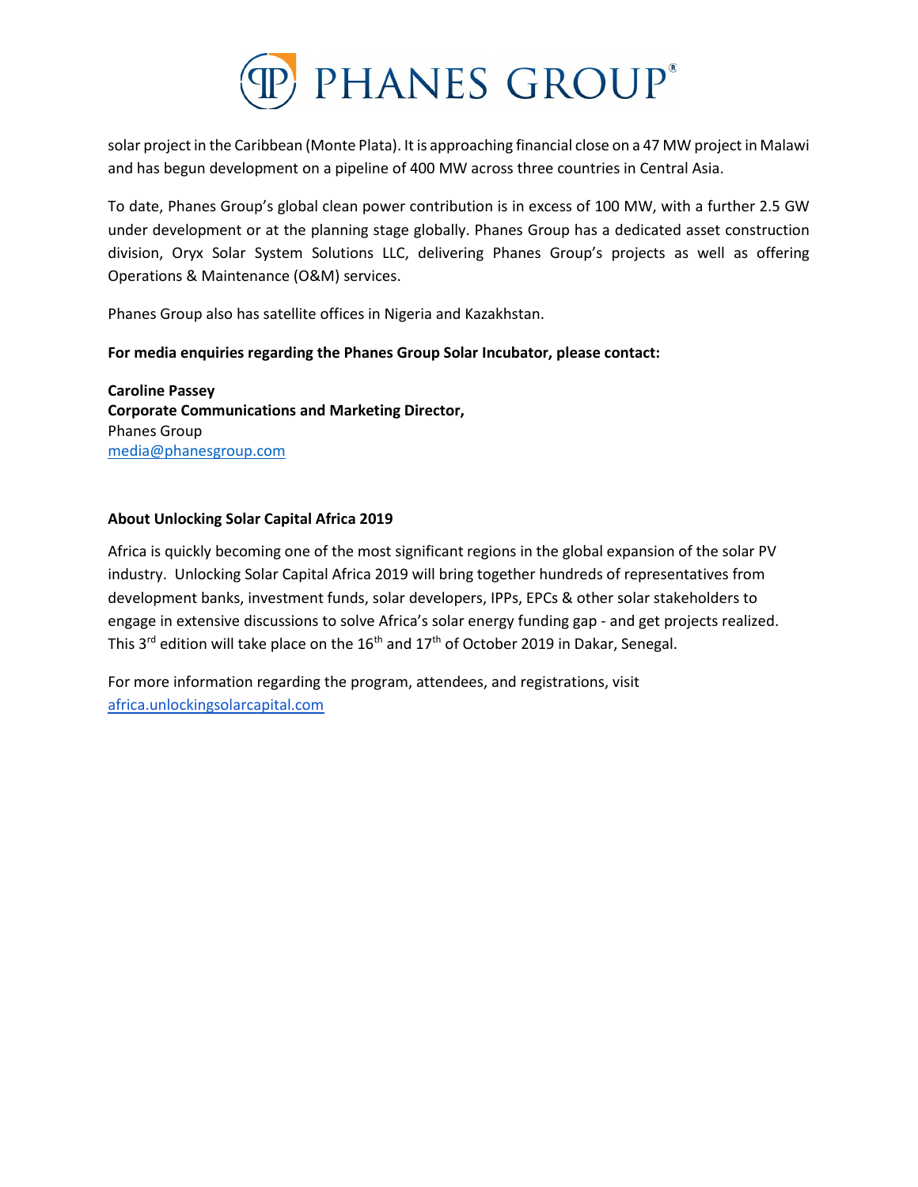solar project in the Caribbean (Monte Plata). It is approaching financial close on a 47 MW project in Malawi and has begun development on a pipeline of 400 MW across three countries in Central Asia.

To date, Phanes Group's global clean power contribution is in excess of 100 MW, with a further 2.5 GW under development or at the planning stage globally. Phanes Group has a dedicated asset construction division, Oryx Solar System Solutions LLC, delivering Phanes Group's projects as well as offering Operations & Maintenance (O&M) services.

Phanes Group also has satellite offices in Nigeria and Kazakhstan.

**For media enquiries regarding the Phanes Group Solar Incubator, please contact:**

**Caroline Passey**
**Corporate Communications and Marketing Director,**
Phanes Group
media@phanesgroup.com

**About Unlocking Solar Capital Africa 2019**

Africa is quickly becoming one of the most significant regions in the global expansion of the solar PV industry. Unlocking Solar Capital Africa 2019 will bring together hundreds of representatives from development banks, investment funds, solar developers, IPPs, EPCs & other solar stakeholders to engage in extensive discussions to solve Africa's solar energy funding gap - and get projects realized. This 3rd edition will take place on the 16th and 17th of October 2019 in Dakar, Senegal.

For more information regarding the program, attendees, and registrations, visit africa.unlockingsolarcapital.com